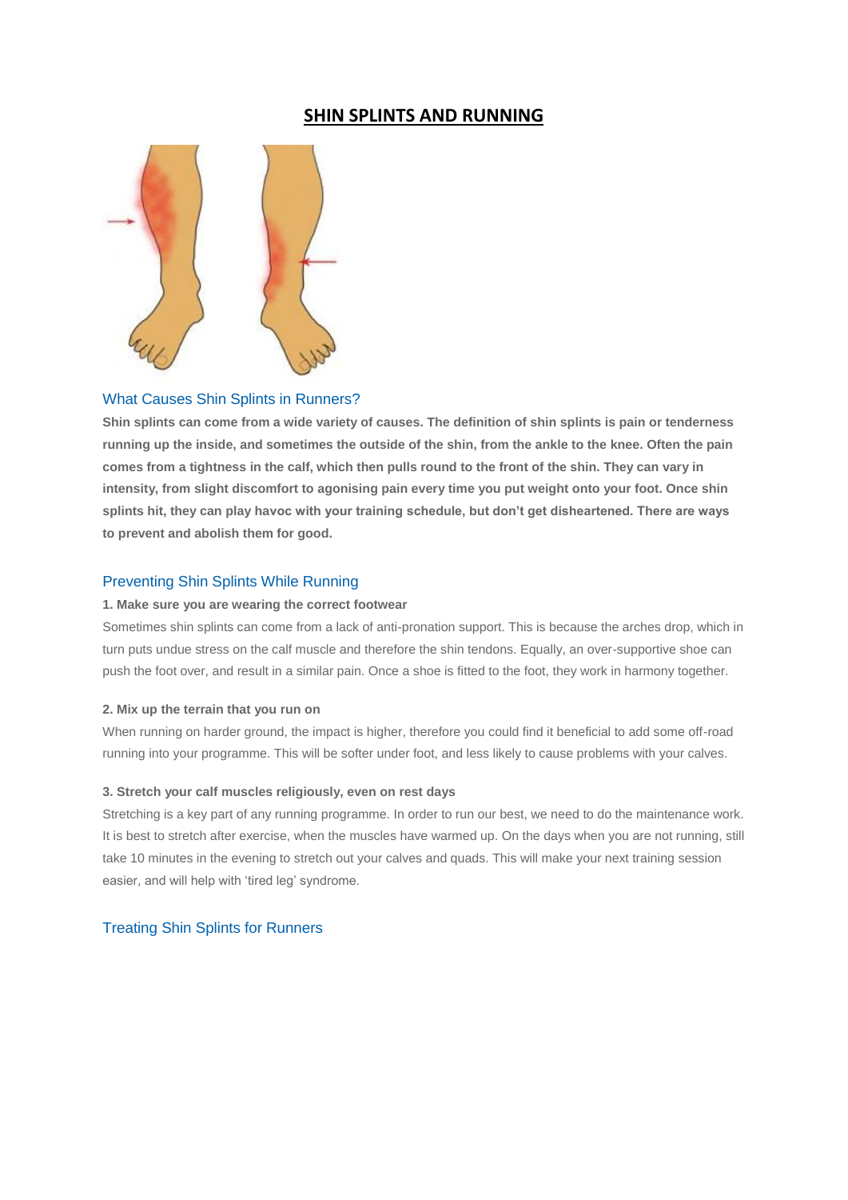# SHIN SPLINTS AND RUNNING

## What Causes Shin Splints in Runners?

**Shin splints can come from a wide variety of causes. The definition of shin splints is pain or tenderness running up the inside, and sometimes the outside of the shin, from the ankle to the knee. Often the pain comes from a tightness in the calf, which then pulls round to the front of the shin. They can vary in intensity, from slight discomfort to agonising pain every time you put weight onto your foot. Once shin splints hit, they can play havoc with your training schedule, but don't get disheartened. There are ways to prevent and abolish them for good.**

## Preventing Shin Splints While Running

**1. Make sure you are wearing the correct footwear**

Sometimes shin splints can come from a lack of anti-pronation support. This is because the arches drop, which in turn puts undue stress on the calf muscle and therefore the shin tendons. Equally, an over-supportive shoe can push the foot over, and result in a similar pain. Once a shoe is fitted to the foot, they work in harmony together.

**2. Mix up the terrain that you run on**

When running on harder ground, the impact is higher, therefore you could find it beneficial to add some off-road running into your programme. This will be softer under foot, and less likely to cause problems with your calves.

**3. Stretch your calf muscles religiously, even on rest days**

Stretching is a key part of any running programme. In order to run our best, we need to do the maintenance work. It is best to stretch after exercise, when the muscles have warmed up. On the days when you are not running, still take 10 minutes in the evening to stretch out your calves and quads. This will make your next training session easier, and will help with 'tired leg' syndrome.

## Treating Shin Splints for Runners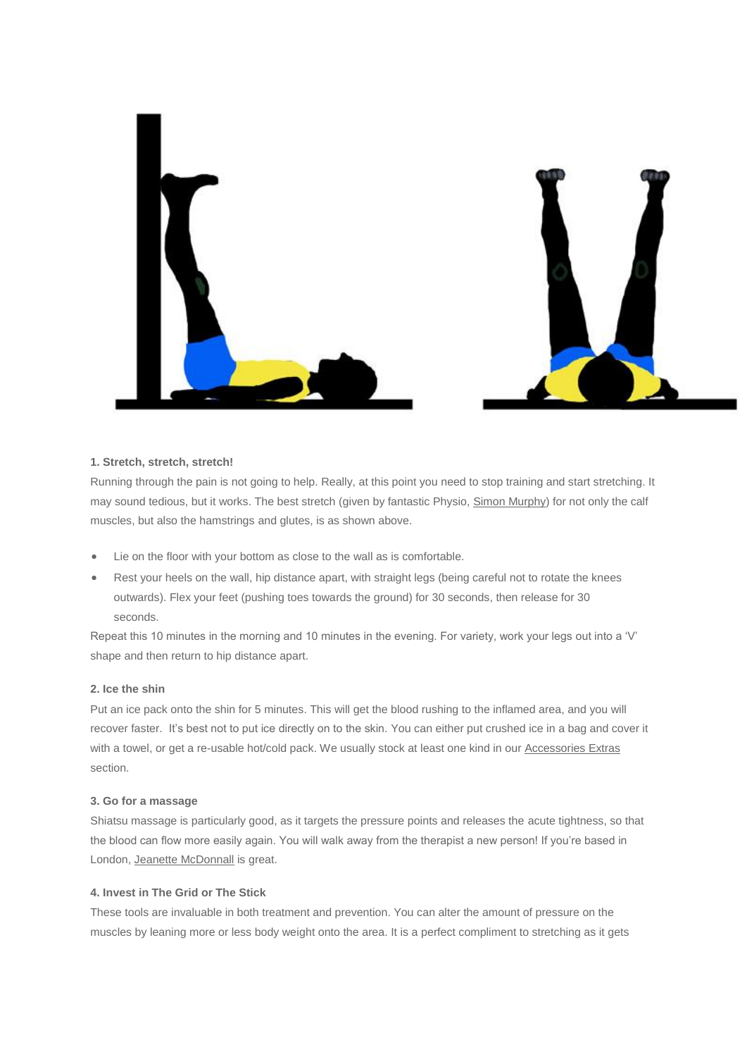**1. Stretch, stretch, stretch!**

Running through the pain is not going to help. Really, at this point you need to stop training and start stretching. It may sound tedious, but it works. The best stretch (given by fantastic Physio, Simon Murphy) for not only the calf muscles, but also the hamstrings and glutes, is as shown above.

- Lie on the floor with your bottom as close to the wall as is comfortable.
- Rest your heels on the wall, hip distance apart, with straight legs (being careful not to rotate the knees outwards). Flex your feet (pushing toes towards the ground) for 30 seconds, then release for 30 seconds.

Repeat this 10 minutes in the morning and 10 minutes in the evening. For variety, work your legs out into a 'V' shape and then return to hip distance apart.

**2. Ice the shin**

Put an ice pack onto the shin for 5 minutes. This will get the blood rushing to the inflamed area, and you will recover faster. It's best not to put ice directly on to the skin. You can either put crushed ice in a bag and cover it with a towel, or get a re-usable hot/cold pack. We usually stock at least one kind in our Accessories Extras section.

**3. Go for a massage**

Shiatsu massage is particularly good, as it targets the pressure points and releases the acute tightness, so that the blood can flow more easily again. You will walk away from the therapist a new person! If you're based in London, Jeanette McDonnall is great.

**4. Invest in The Grid or The Stick**

These tools are invaluable in both treatment and prevention. You can alter the amount of pressure on the muscles by leaning more or less body weight onto the area. It is a perfect compliment to stretching as it gets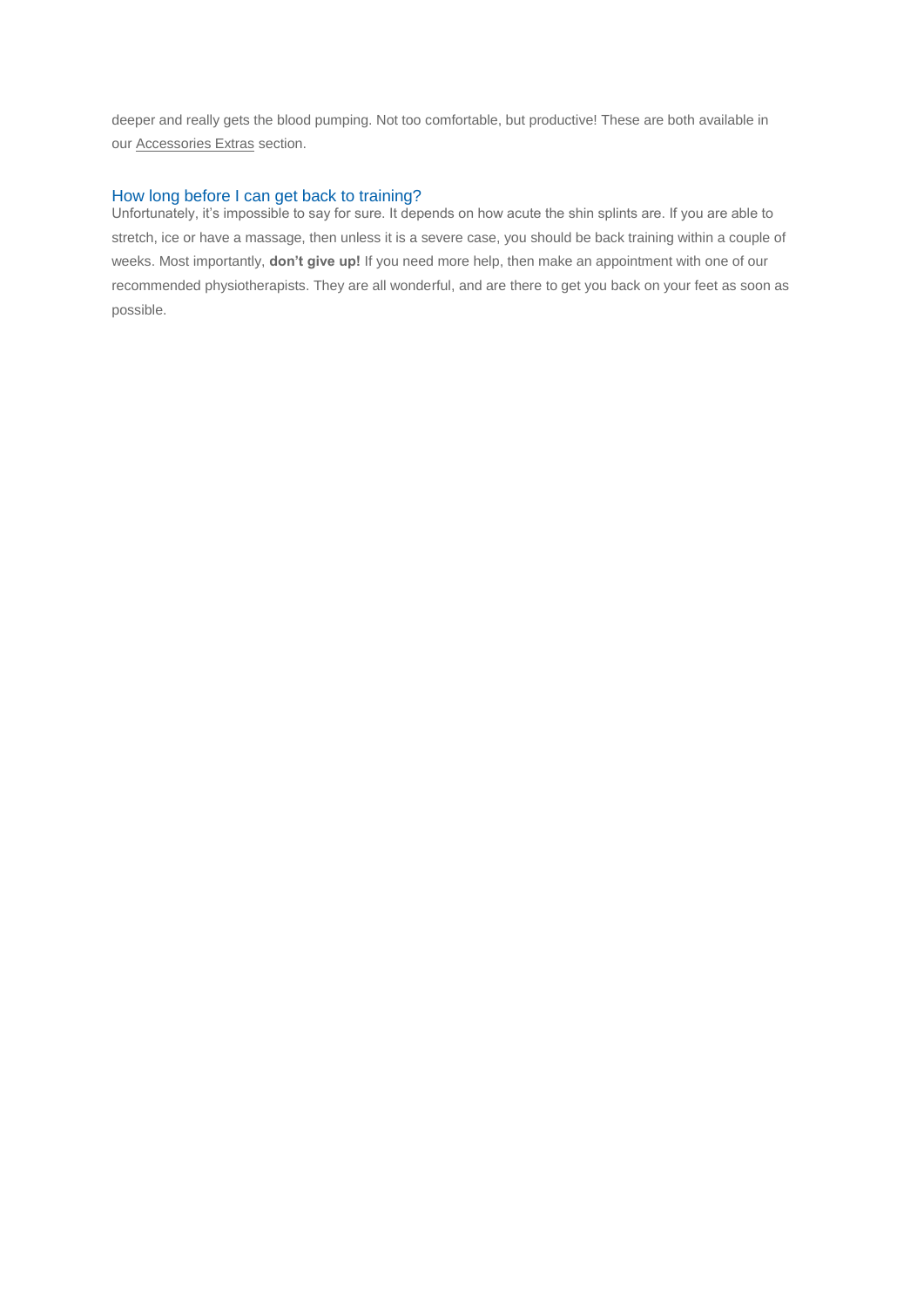deeper and really gets the blood pumping. Not too comfortable, but productive! These are both available in our Accessories Extras section.

## How long before I can get back to training?

Unfortunately, it's impossible to say for sure. It depends on how acute the shin splints are. If you are able to stretch, ice or have a massage, then unless it is a severe case, you should be back training within a couple of weeks. Most importantly, **don't give up!** If you need more help, then make an appointment with one of our recommended physiotherapists. They are all wonderful, and are there to get you back on your feet as soon as possible.